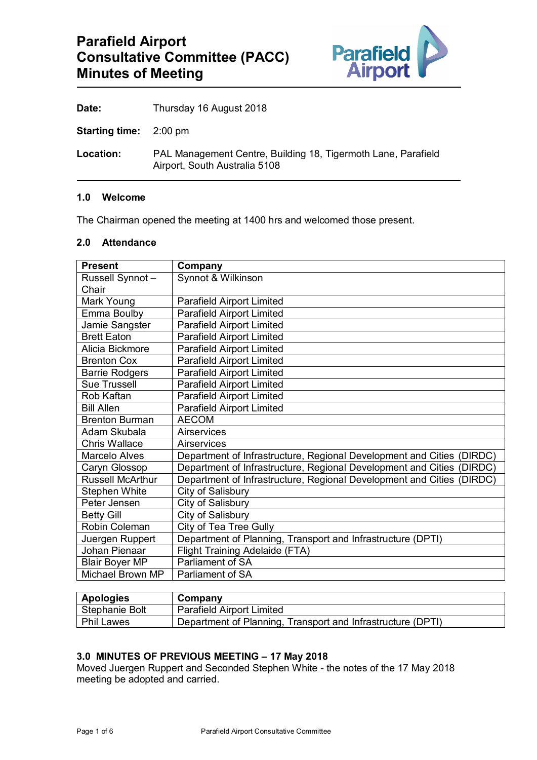# Parafield Airport Consultative Committee (PACC) Minutes of Meeting

**Date:** Thursday 16 August 2018

**Starting time:** 2:00 pm

**Location:** PAL Management Centre, Building 18, Tigermoth Lane, Parafield Airport, South Australia 5108

## 1.0 Welcome

The Chairman opened the meeting at 1400 hrs and welcomed those present.

## 2.0 Attendance

| Present | Company |
|---|---|
| Russell Synnot – Chair | Synnot & Wilkinson |
| Mark Young | Parafield Airport Limited |
| Emma Boulby | Parafield Airport Limited |
| Jamie Sangster | Parafield Airport Limited |
| Brett Eaton | Parafield Airport Limited |
| Alicia Bickmore | Parafield Airport Limited |
| Brenton Cox | Parafield Airport Limited |
| Barrie Rodgers | Parafield Airport Limited |
| Sue Trussell | Parafield Airport Limited |
| Rob Kaftan | Parafield Airport Limited |
| Bill Allen | Parafield Airport Limited |
| Brenton Burman | AECOM |
| Adam Skubala | Airservices |
| Chris Wallace | Airservices |
| Marcelo Alves | Department of Infrastructure, Regional Development and Cities (DIRDC) |
| Caryn Glossop | Department of Infrastructure, Regional Development and Cities (DIRDC) |
| Russell McArthur | Department of Infrastructure, Regional Development and Cities (DIRDC) |
| Stephen White | City of Salisbury |
| Peter Jensen | City of Salisbury |
| Betty Gill | City of Salisbury |
| Robin Coleman | City of Tea Tree Gully |
| Juergen Ruppert | Department of Planning, Transport and Infrastructure (DPTI) |
| Johan Pienaar | Flight Training Adelaide (FTA) |
| Blair Boyer MP | Parliament of SA |
| Michael Brown MP | Parliament of SA |

| Apologies | Company |
|---|---|
| Stephanie Bolt | Parafield Airport Limited |
| Phil Lawes | Department of Planning, Transport and Infrastructure (DPTI) |

## 3.0 MINUTES OF PREVIOUS MEETING – 17 May 2018

Moved Juergen Ruppert and Seconded Stephen White - the notes of the 17 May 2018 meeting be adopted and carried.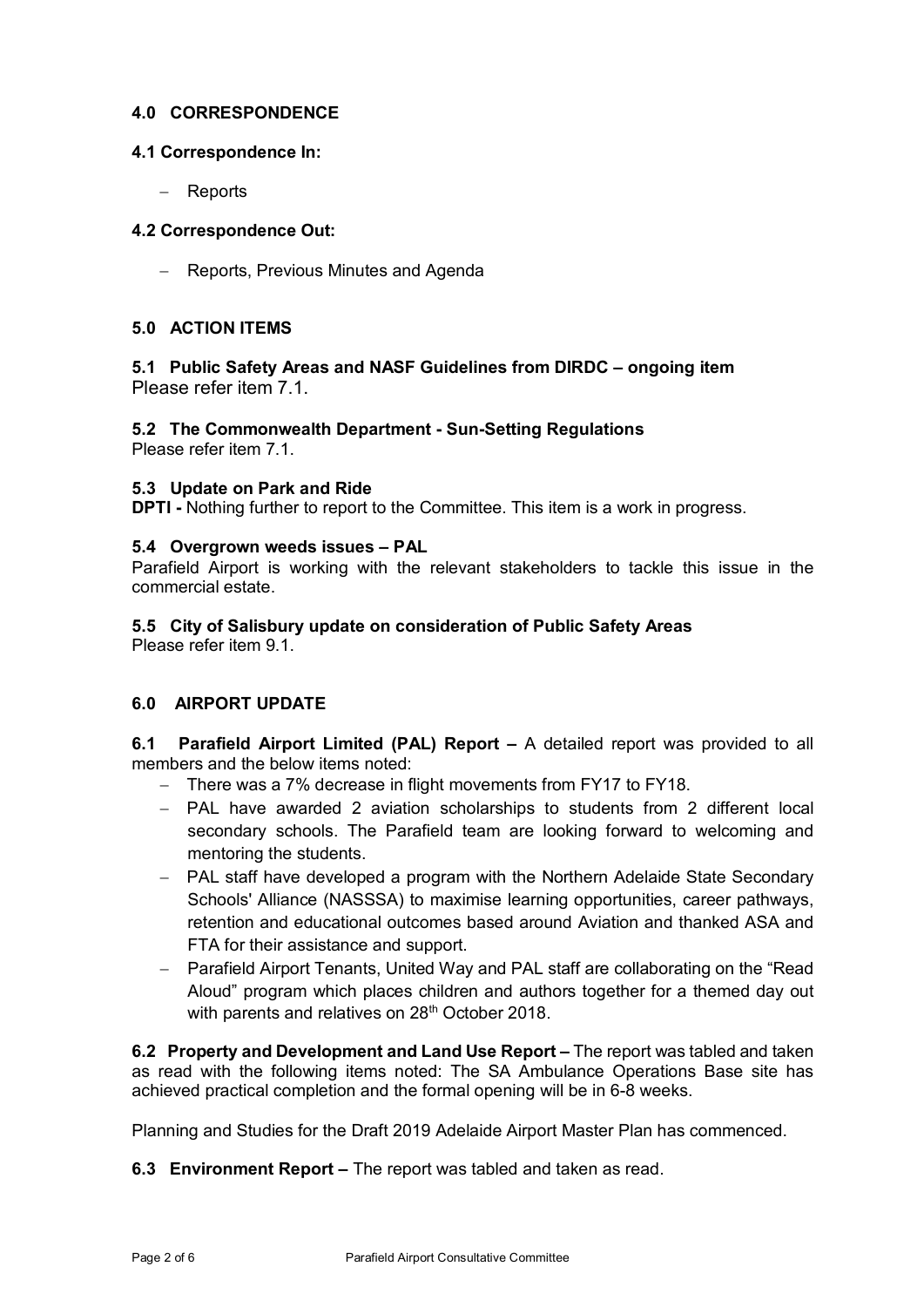## 4.0 CORRESPONDENCE

### 4.1 Correspondence In:

- Reports

### 4.2 Correspondence Out:

- Reports, Previous Minutes and Agenda

## 5.0 ACTION ITEMS

### 5.1 Public Safety Areas and NASF Guidelines from DIRDC – ongoing item

Please refer item 7.1.

### 5.2 The Commonwealth Department - Sun-Setting Regulations

Please refer item 7.1.

### 5.3 Update on Park and Ride

**DPTI -** Nothing further to report to the Committee. This item is a work in progress.

### 5.4 Overgrown weeds issues – PAL

Parafield Airport is working with the relevant stakeholders to tackle this issue in the commercial estate.

### 5.5 City of Salisbury update on consideration of Public Safety Areas

Please refer item 9.1.

## 6.0 AIRPORT UPDATE

**6.1 Parafield Airport Limited (PAL) Report –** A detailed report was provided to all members and the below items noted:

- There was a 7% decrease in flight movements from FY17 to FY18.
- PAL have awarded 2 aviation scholarships to students from 2 different local secondary schools. The Parafield team are looking forward to welcoming and mentoring the students.
- PAL staff have developed a program with the Northern Adelaide State Secondary Schools' Alliance (NASSSA) to maximise learning opportunities, career pathways, retention and educational outcomes based around Aviation and thanked ASA and FTA for their assistance and support.
- Parafield Airport Tenants, United Way and PAL staff are collaborating on the "Read Aloud" program which places children and authors together for a themed day out with parents and relatives on 28th October 2018.

**6.2 Property and Development and Land Use Report –** The report was tabled and taken as read with the following items noted: The SA Ambulance Operations Base site has achieved practical completion and the formal opening will be in 6-8 weeks.

Planning and Studies for the Draft 2019 Adelaide Airport Master Plan has commenced.

**6.3 Environment Report –** The report was tabled and taken as read.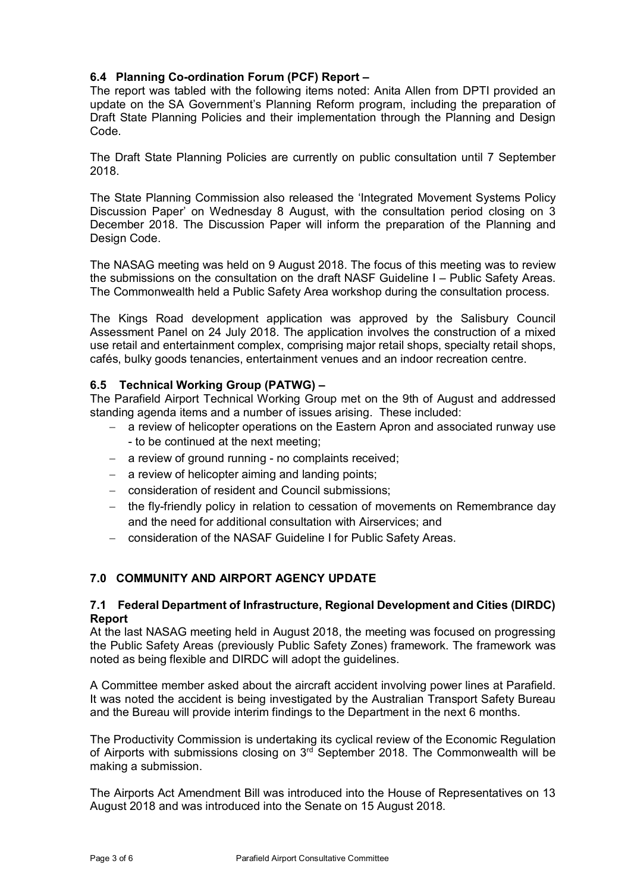### 6.4 Planning Co-ordination Forum (PCF) Report –

The report was tabled with the following items noted: Anita Allen from DPTI provided an update on the SA Government's Planning Reform program, including the preparation of Draft State Planning Policies and their implementation through the Planning and Design Code.

The Draft State Planning Policies are currently on public consultation until 7 September 2018.

The State Planning Commission also released the 'Integrated Movement Systems Policy Discussion Paper' on Wednesday 8 August, with the consultation period closing on 3 December 2018. The Discussion Paper will inform the preparation of the Planning and Design Code.

The NASAG meeting was held on 9 August 2018. The focus of this meeting was to review the submissions on the consultation on the draft NASF Guideline I – Public Safety Areas. The Commonwealth held a Public Safety Area workshop during the consultation process.

The Kings Road development application was approved by the Salisbury Council Assessment Panel on 24 July 2018. The application involves the construction of a mixed use retail and entertainment complex, comprising major retail shops, specialty retail shops, cafés, bulky goods tenancies, entertainment venues and an indoor recreation centre.

### 6.5 Technical Working Group (PATWG) –

The Parafield Airport Technical Working Group met on the 9th of August and addressed standing agenda items and a number of issues arising. These included:

- a review of helicopter operations on the Eastern Apron and associated runway use - to be continued at the next meeting;
- a review of ground running - no complaints received;
- a review of helicopter aiming and landing points;
- consideration of resident and Council submissions;
- the fly-friendly policy in relation to cessation of movements on Remembrance day and the need for additional consultation with Airservices; and
- consideration of the NASAF Guideline I for Public Safety Areas.

## 7.0 COMMUNITY AND AIRPORT AGENCY UPDATE

### 7.1 Federal Department of Infrastructure, Regional Development and Cities (DIRDC) Report

At the last NASAG meeting held in August 2018, the meeting was focused on progressing the Public Safety Areas (previously Public Safety Zones) framework. The framework was noted as being flexible and DIRDC will adopt the guidelines.

A Committee member asked about the aircraft accident involving power lines at Parafield. It was noted the accident is being investigated by the Australian Transport Safety Bureau and the Bureau will provide interim findings to the Department in the next 6 months.

The Productivity Commission is undertaking its cyclical review of the Economic Regulation of Airports with submissions closing on 3rd September 2018. The Commonwealth will be making a submission.

The Airports Act Amendment Bill was introduced into the House of Representatives on 13 August 2018 and was introduced into the Senate on 15 August 2018.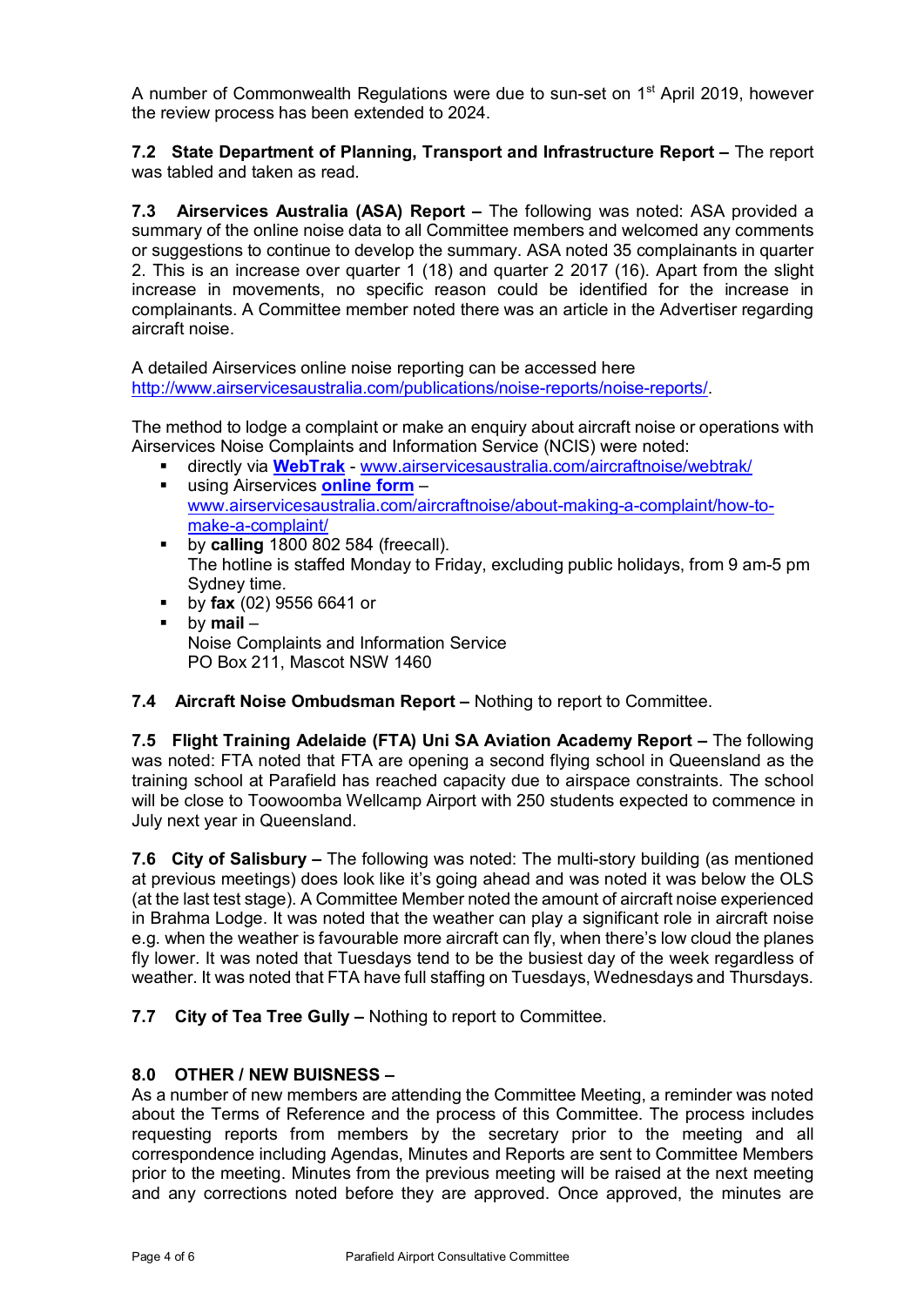A number of Commonwealth Regulations were due to sun-set on 1st April 2019, however the review process has been extended to 2024.

**7.2 State Department of Planning, Transport and Infrastructure Report –** The report was tabled and taken as read.

**7.3 Airservices Australia (ASA) Report –** The following was noted: ASA provided a summary of the online noise data to all Committee members and welcomed any comments or suggestions to continue to develop the summary. ASA noted 35 complainants in quarter 2. This is an increase over quarter 1 (18) and quarter 2 2017 (16). Apart from the slight increase in movements, no specific reason could be identified for the increase in complainants. A Committee member noted there was an article in the Advertiser regarding aircraft noise.

A detailed Airservices online noise reporting can be accessed here http://www.airservicesaustralia.com/publications/noise-reports/noise-reports/.

The method to lodge a complaint or make an enquiry about aircraft noise or operations with Airservices Noise Complaints and Information Service (NCIS) were noted:

- directly via **WebTrak** - www.airservicesaustralia.com/aircraftnoise/webtrak/
- using Airservices **online form** – www.airservicesaustralia.com/aircraftnoise/about-making-a-complaint/how-to-make-a-complaint/
- by **calling** 1800 802 584 (freecall). The hotline is staffed Monday to Friday, excluding public holidays, from 9 am-5 pm Sydney time.
- by **fax** (02) 9556 6641 or
- by **mail** – Noise Complaints and Information Service PO Box 211, Mascot NSW 1460

**7.4 Aircraft Noise Ombudsman Report –** Nothing to report to Committee.

**7.5 Flight Training Adelaide (FTA) Uni SA Aviation Academy Report –** The following was noted: FTA noted that FTA are opening a second flying school in Queensland as the training school at Parafield has reached capacity due to airspace constraints. The school will be close to Toowoomba Wellcamp Airport with 250 students expected to commence in July next year in Queensland.

**7.6 City of Salisbury –** The following was noted: The multi-story building (as mentioned at previous meetings) does look like it's going ahead and was noted it was below the OLS (at the last test stage). A Committee Member noted the amount of aircraft noise experienced in Brahma Lodge. It was noted that the weather can play a significant role in aircraft noise e.g. when the weather is favourable more aircraft can fly, when there's low cloud the planes fly lower. It was noted that Tuesdays tend to be the busiest day of the week regardless of weather. It was noted that FTA have full staffing on Tuesdays, Wednesdays and Thursdays.

**7.7 City of Tea Tree Gully –** Nothing to report to Committee.

## 8.0 OTHER / NEW BUISNESS –

As a number of new members are attending the Committee Meeting, a reminder was noted about the Terms of Reference and the process of this Committee. The process includes requesting reports from members by the secretary prior to the meeting and all correspondence including Agendas, Minutes and Reports are sent to Committee Members prior to the meeting. Minutes from the previous meeting will be raised at the next meeting and any corrections noted before they are approved. Once approved, the minutes are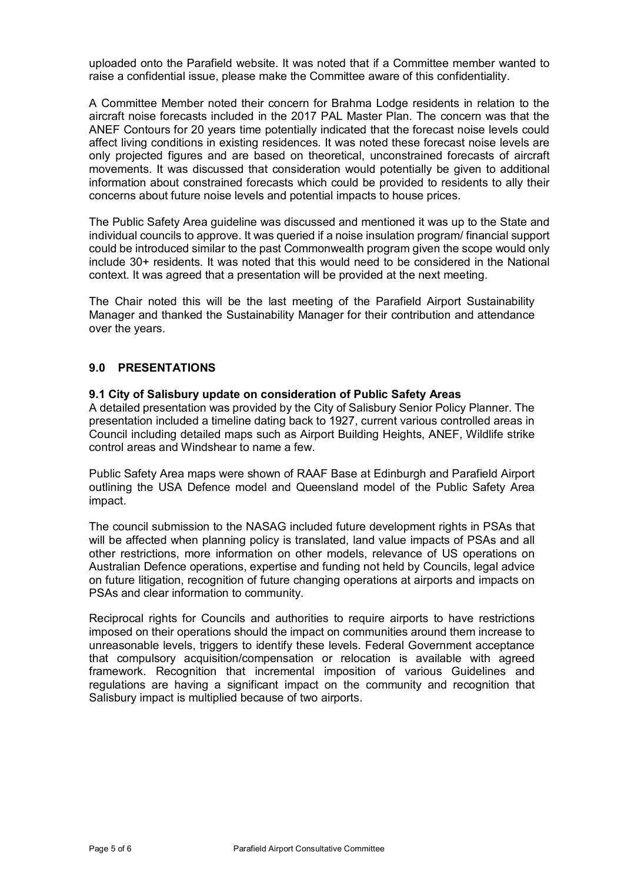uploaded onto the Parafield website. It was noted that if a Committee member wanted to raise a confidential issue, please make the Committee aware of this confidentiality.

A Committee Member noted their concern for Brahma Lodge residents in relation to the aircraft noise forecasts included in the 2017 PAL Master Plan. The concern was that the ANEF Contours for 20 years time potentially indicated that the forecast noise levels could affect living conditions in existing residences. It was noted these forecast noise levels are only projected figures and are based on theoretical, unconstrained forecasts of aircraft movements. It was discussed that consideration would potentially be given to additional information about constrained forecasts which could be provided to residents to ally their concerns about future noise levels and potential impacts to house prices.

The Public Safety Area guideline was discussed and mentioned it was up to the State and individual councils to approve. It was queried if a noise insulation program/ financial support could be introduced similar to the past Commonwealth program given the scope would only include 30+ residents. It was noted that this would need to be considered in the National context. It was agreed that a presentation will be provided at the next meeting.

The Chair noted this will be the last meeting of the Parafield Airport Sustainability Manager and thanked the Sustainability Manager for their contribution and attendance over the years.

## 9.0 PRESENTATIONS

### 9.1 City of Salisbury update on consideration of Public Safety Areas

A detailed presentation was provided by the City of Salisbury Senior Policy Planner. The presentation included a timeline dating back to 1927, current various controlled areas in Council including detailed maps such as Airport Building Heights, ANEF, Wildlife strike control areas and Windshear to name a few.

Public Safety Area maps were shown of RAAF Base at Edinburgh and Parafield Airport outlining the USA Defence model and Queensland model of the Public Safety Area impact.

The council submission to the NASAG included future development rights in PSAs that will be affected when planning policy is translated, land value impacts of PSAs and all other restrictions, more information on other models, relevance of US operations on Australian Defence operations, expertise and funding not held by Councils, legal advice on future litigation, recognition of future changing operations at airports and impacts on PSAs and clear information to community.

Reciprocal rights for Councils and authorities to require airports to have restrictions imposed on their operations should the impact on communities around them increase to unreasonable levels, triggers to identify these levels. Federal Government acceptance that compulsory acquisition/compensation or relocation is available with agreed framework. Recognition that incremental imposition of various Guidelines and regulations are having a significant impact on the community and recognition that Salisbury impact is multiplied because of two airports.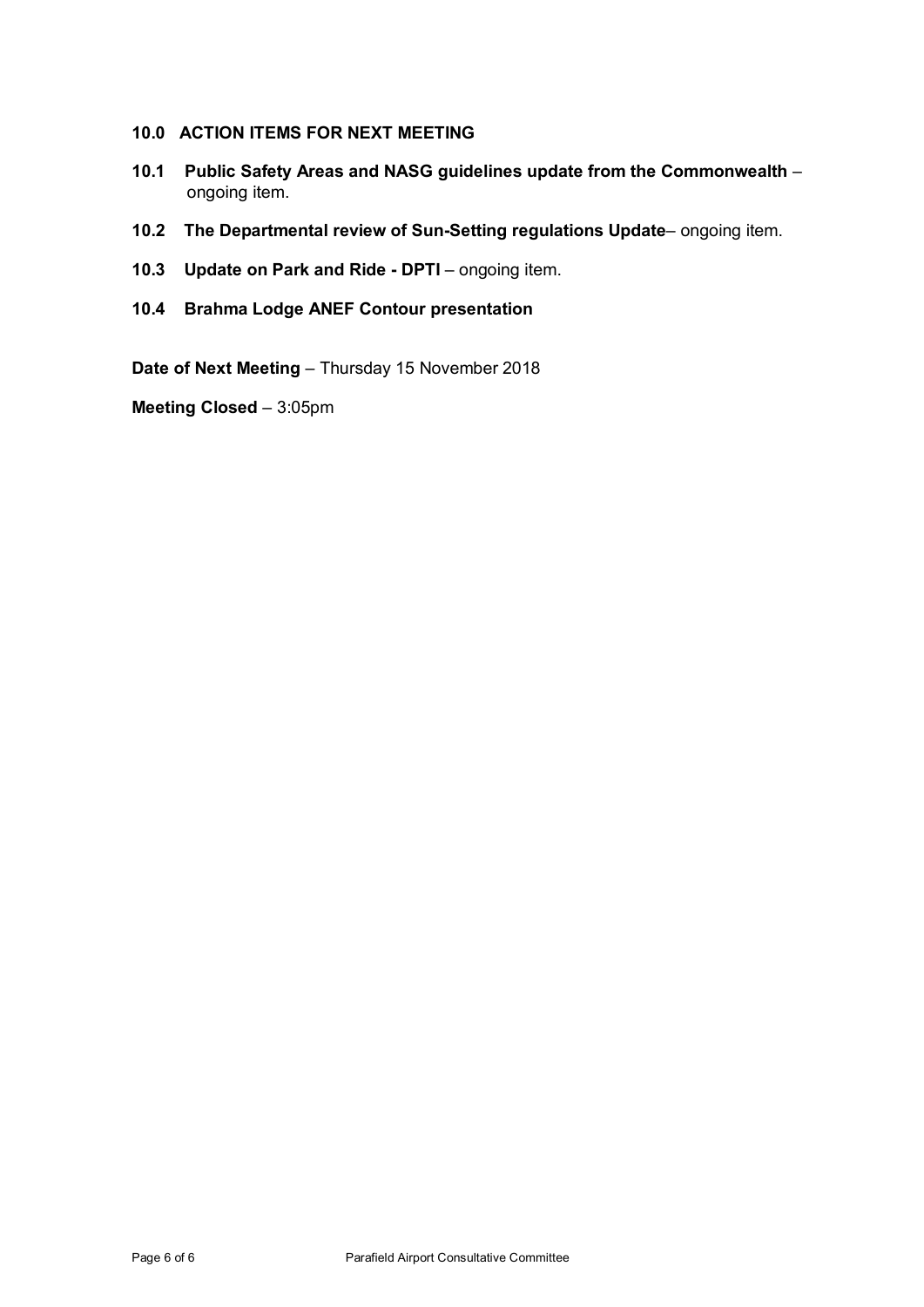## 10.0 ACTION ITEMS FOR NEXT MEETING

**10.1 Public Safety Areas and NASG guidelines update from the Commonwealth** – ongoing item.

**10.2 The Departmental review of Sun-Setting regulations Update**– ongoing item.

**10.3 Update on Park and Ride - DPTI** – ongoing item.

**10.4 Brahma Lodge ANEF Contour presentation**

**Date of Next Meeting** – Thursday 15 November 2018

**Meeting Closed** – 3:05pm